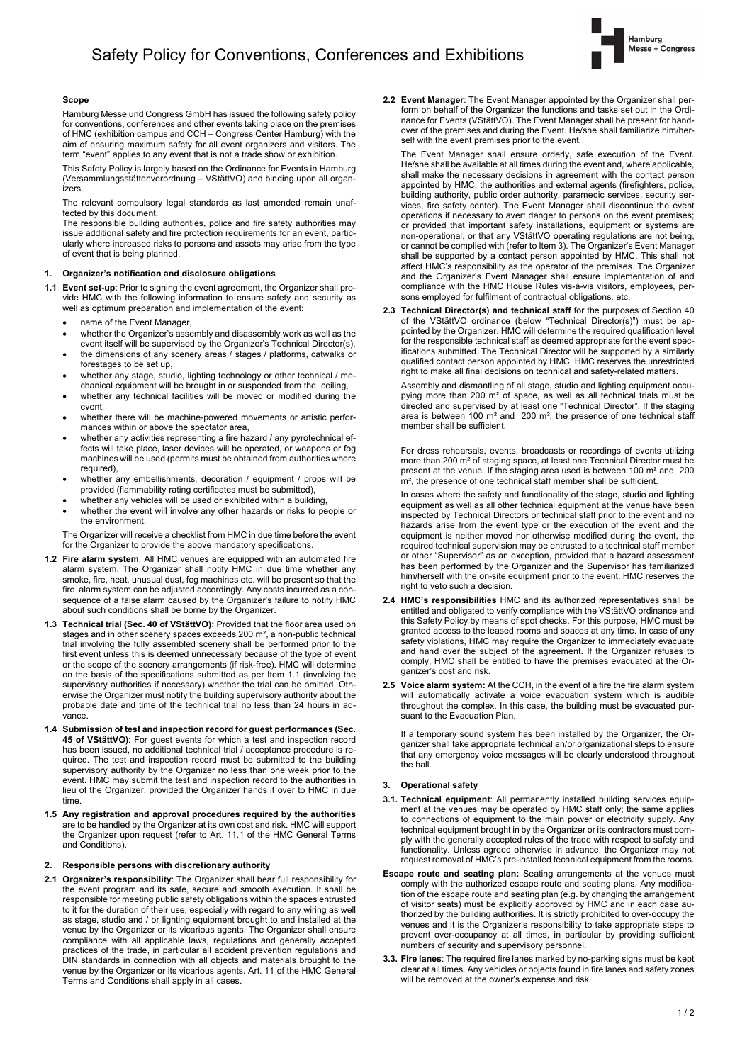# Safety Policy for Conventions, Conferences and Exhibitions

### Scope

Hamburg Messe und Congress GmbH has issued the following safety policy for conventions, conferences and other events taking place on the premises of HMC (exhibition campus and CCH – Congress Center Hamburg) with the aim of ensuring maximum safety for all event organizers and visitors. The term "event" applies to any event that is not a trade show or exhibition.

This Safety Policy is largely based on the Ordinance for Events in Hamburg (Versammlungsstättenverordnung – VStättVO) and binding upon all organizers.

The relevant compulsory legal standards as last amended remain unaffected by this document.

The responsible building authorities, police and fire safety authorities may issue additional safety and fire protection requirements for an event, particularly where increased risks to persons and assets may arise from the type of event that is being planned.

### 1. Organizer's notification and disclosure obligations

**1.1 Event set-up**: Prior to signing the event agreement, the Organizer shall provide HMC with the following information to ensure safety and security as well as optimum preparation and implementation of the event:

- name of the Event Manager,
- whether the Organizer's assembly and disassembly work as well as the event itself will be supervised by the Organizer's Technical Director(s),
- the dimensions of any scenery areas / stages / platforms, catwalks or forestages to be set up,
- whether any stage, studio, lighting technology or other technical / mechanical equipment will be brought in or suspended from the ceiling,
- whether any technical facilities will be moved or modified during the event,
- whether there will be machine-powered movements or artistic performances within or above the spectator area,
- whether any activities representing a fire hazard / any pyrotechnical effects will take place, laser devices will be operated, or weapons or fog machines will be used (permits must be obtained from authorities where required),
- whether any embellishments, decoration / equipment / props will be provided (flammability rating certificates must be submitted),
- whether any vehicles will be used or exhibited within a building,
- whether the event will involve any other hazards or risks to people or the environment.

The Organizer will receive a checklist from HMC in due time before the event for the Organizer to provide the above mandatory specifications.

**1.2 Fire alarm system**: All HMC venues are equipped with an automated fire alarm system. The Organizer shall notify HMC in due time whether any smoke, fire, heat, unusual dust, fog machines etc. will be present so that the fire alarm system can be adjusted accordingly. Any costs incurred as a consequence of a false alarm caused by the Organizer's failure to notify HMC about such conditions shall be borne by the Organizer.

**1.3 Technical trial (Sec. 40 of VStättVO):** Provided that the floor area used on stages and in other scenery spaces exceeds 200 m², a non-public technical trial involving the fully assembled scenery shall be performed prior to the first event unless this is deemed unnecessary because of the type of event or the scope of the scenery arrangements (if risk-free). HMC will determine on the basis of the specifications submitted as per Item 1.1 (involving the supervisory authorities if necessary) whether the trial can be omitted. Otherwise the Organizer must notify the building supervisory authority about the probable date and time of the technical trial no less than 24 hours in advance.

**1.4 Submission of test and inspection record for guest performances (Sec. 45 of VStättVO)**: For guest events for which a test and inspection record has been issued, no additional technical trial / acceptance procedure is required. The test and inspection record must be submitted to the building supervisory authority by the Organizer no less than one week prior to the event. HMC may submit the test and inspection record to the authorities in lieu of the Organizer, provided the Organizer hands it over to HMC in due time.

**1.5 Any registration and approval procedures required by the authorities** are to be handled by the Organizer at its own cost and risk. HMC will support the Organizer upon request (refer to Art. 11.1 of the HMC General Terms and Conditions).

### 2. Responsible persons with discretionary authority

**2.1 Organizer's responsibility**: The Organizer shall bear full responsibility for the event program and its safe, secure and smooth execution. It shall be responsible for meeting public safety obligations within the spaces entrusted to it for the duration of their use, especially with regard to any wiring as well as stage, studio and / or lighting equipment brought to and installed at the venue by the Organizer or its vicarious agents. The Organizer shall ensure compliance with all applicable laws, regulations and generally accepted practices of the trade, in particular all accident prevention regulations and DIN standards in connection with all objects and materials brought to the venue by the Organizer or its vicarious agents. Art. 11 of the HMC General Terms and Conditions shall apply in all cases.

**2.2 Event Manager**: The Event Manager appointed by the Organizer shall perform on behalf of the Organizer the functions and tasks set out in the Ordinance for Events (VStättVO). The Event Manager shall be present for handover of the premises and during the Event. He/she shall familiarize him/herself with the event premises prior to the event.

The Event Manager shall ensure orderly, safe execution of the Event. He/she shall be available at all times during the event and, where applicable, shall make the necessary decisions in agreement with the contact person appointed by HMC, the authorities and external agents (firefighters, police, building authority, public order authority, paramedic services, security services, fire safety center). The Event Manager shall discontinue the event operations if necessary to avert danger to persons on the event premises; or provided that important safety installations, equipment or systems are non-operational, or that any VStättVO operating regulations are not being, or cannot be complied with (refer to Item 3). The Organizer's Event Manager shall be supported by a contact person appointed by HMC. This shall not affect HMC's responsibility as the operator of the premises. The Organizer and the Organizer's Event Manager shall ensure implementation of and compliance with the HMC House Rules vis-à-vis visitors, employees, persons employed for fulfilment of contractual obligations, etc.

**2.3 Technical Director(s) and technical staff** for the purposes of Section 40 of the VStättVO ordinance (below "Technical Director(s)") must be appointed by the Organizer. HMC will determine the required qualification level for the responsible technical staff as deemed appropriate for the event specifications submitted. The Technical Director will be supported by a similarly qualified contact person appointed by HMC. HMC reserves the unrestricted right to make all final decisions on technical and safety-related matters.

Assembly and dismantling of all stage, studio and lighting equipment occupying more than 200 m² of space, as well as all technical trials must be directed and supervised by at least one "Technical Director". If the staging area is between 100 m² and 200 m², the presence of one technical staff member shall be sufficient.

For dress rehearsals, events, broadcasts or recordings of events utilizing more than 200 m² of staging space, at least one Technical Director must be present at the venue. If the staging area used is between 100 m² and 200 m², the presence of one technical staff member shall be sufficient.

In cases where the safety and functionality of the stage, studio and lighting equipment as well as all other technical equipment at the venue have been inspected by Technical Directors or technical staff prior to the event and no hazards arise from the event type or the execution of the event and the equipment is neither moved nor otherwise modified during the event, the required technical supervision may be entrusted to a technical staff member or other "Supervisor" as an exception, provided that a hazard assessment has been performed by the Organizer and the Supervisor has familiarized him/herself with the on-site equipment prior to the event. HMC reserves the right to veto such a decision.

**2.4 HMC's responsibilities** HMC and its authorized representatives shall be entitled and obligated to verify compliance with the VStättVO ordinance and this Safety Policy by means of spot checks. For this purpose, HMC must be granted access to the leased rooms and spaces at any time. In case of any safety violations, HMC may require the Organizer to immediately evacuate and hand over the subject of the agreement. If the Organizer refuses to comply, HMC shall be entitled to have the premises evacuated at the Organizer's cost and risk.

**2.5 Voice alarm system:** At the CCH, in the event of a fire the fire alarm system will automatically activate a voice evacuation system which is audible throughout the complex. In this case, the building must be evacuated pursuant to the Evacuation Plan.

If a temporary sound system has been installed by the Organizer, the Organizer shall take appropriate technical an/or organizational steps to ensure that any emergency voice messages will be clearly understood throughout the hall.

### 3. Operational safety

**3.1. Technical equipment**: All permanently installed building services equipment at the venues may be operated by HMC staff only; the same applies to connections of equipment to the main power or electricity supply. Any technical equipment brought in by the Organizer or its contractors must comply with the generally accepted rules of the trade with respect to safety and functionality. Unless agreed otherwise in advance, the Organizer may not request removal of HMC's pre-installed technical equipment from the rooms.

**Escape route and seating plan:** Seating arrangements at the venues must comply with the authorized escape route and seating plans. Any modification of the escape route and seating plan (e.g. by changing the arrangement of visitor seats) must be explicitly approved by HMC and in each case authorized by the building authorities. It is strictly prohibited to over-occupy the venues and it is the Organizer's responsibility to take appropriate steps to prevent over-occupancy at all times, in particular by providing sufficient numbers of security and supervisory personnel.

**3.3. Fire lanes**: The required fire lanes marked by no-parking signs must be kept clear at all times. Any vehicles or objects found in fire lanes and safety zones will be removed at the owner's expense and risk.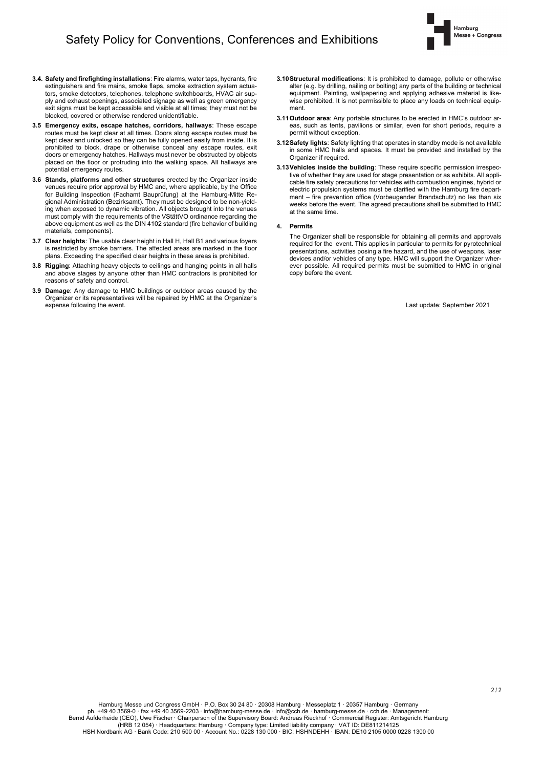- **3.4. Safety and firefighting installations**: Fire alarms, water taps, hydrants, fire extinguishers and fire mains, smoke flaps, smoke extraction system actuators, smoke detectors, telephones, telephone switchboards, HVAC air supply and exhaust openings, associated signage as well as green emergency exit signs must be kept accessible and visible at all times; they must not be blocked, covered or otherwise rendered unidentifiable.
- **3.5 Emergency exits, escape hatches, corridors, hallways**: These escape routes must be kept clear at all times. Doors along escape routes must be kept clear and unlocked so they can be fully opened easily from inside. It is prohibited to block, drape or otherwise conceal any escape routes, exit doors or emergency hatches. Hallways must never be obstructed by objects placed on the floor or protruding into the walking space. All hallways are potential emergency routes.
- **3.6 Stands, platforms and other structures** erected by the Organizer inside venues require prior approval by HMC and, where applicable, by the Office for Building Inspection (Fachamt Bauprüfung) at the Hamburg-Mitte Regional Administration (Bezirksamt). They must be designed to be non-yielding when exposed to dynamic vibration. All objects brought into the venues must comply with the requirements of the VStättVO ordinance regarding the above equipment as well as the DIN 4102 standard (fire behavior of building materials, components).
- **3.7 Clear heights**: The usable clear height in Hall H, Hall B1 and various foyers is restricted by smoke barriers. The affected areas are marked in the floor plans. Exceeding the specified clear heights in these areas is prohibited.
- **3.8 Rigging**: Attaching heavy objects to ceilings and hanging points in all halls and above stages by anyone other than HMC contractors is prohibited for reasons of safety and control.
- **3.9 Damage**: Any damage to HMC buildings or outdoor areas caused by the Organizer or its representatives will be repaired by HMC at the Organizer's expense following the event.
- **3.10 Structural modifications**: It is prohibited to damage, pollute or otherwise alter (e.g. by drilling, nailing or bolting) any parts of the building or technical equipment. Painting, wallpapering and applying adhesive material is likewise prohibited. It is not permissible to place any loads on technical equipment.
- **3.11 Outdoor area**: Any portable structures to be erected in HMC's outdoor areas, such as tents, pavilions or similar, even for short periods, require a permit without exception.
- **3.12 Safety lights**: Safety lighting that operates in standby mode is not available in some HMC halls and spaces. It must be provided and installed by the Organizer if required.
- **3.13 Vehicles inside the building**: These require specific permission irrespective of whether they are used for stage presentation or as exhibits. All applicable fire safety precautions for vehicles with combustion engines, hybrid or electric propulsion systems must be clarified with the Hamburg fire department – fire prevention office (Vorbeugender Brandschutz) no les than six weeks before the event. The agreed precautions shall be submitted to HMC at the same time.

## 4. Permits

The Organizer shall be responsible for obtaining all permits and approvals required for the event. This applies in particular to permits for pyrotechnical presentations, activities posing a fire hazard, and the use of weapons, laser devices and/or vehicles of any type. HMC will support the Organizer wherever possible. All required permits must be submitted to HMC in original copy before the event.

Last update: September 2021